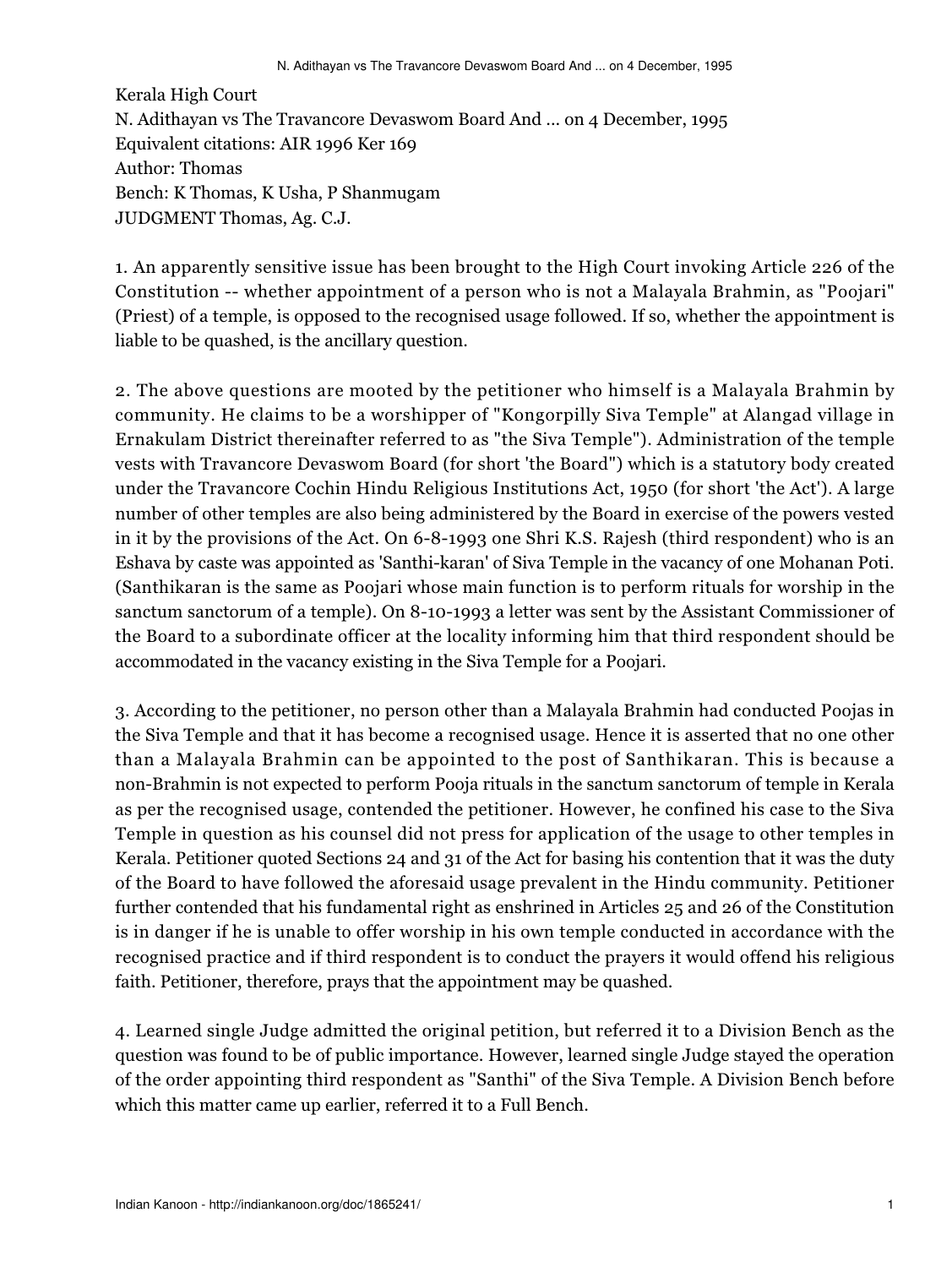Kerala High Court

N. Adithayan vs The Travancore Devaswom Board And ... on 4 December, 1995

Equivalent citations: AIR 1996 Ker 169

Author: Thomas

Bench: K Thomas, K Usha, P Shanmugam

JUDGMENT Thomas, Ag. C.J.

1. An apparently sensitive issue has been brought to the High Court invoking Article 226 of the Constitution -- whether appointment of a person who is not a Malayala Brahmin, as "Poojari" (Priest) of a temple, is opposed to the recognised usage followed. If so, whether the appointment is liable to be quashed, is the ancillary question.

2. The above questions are mooted by the petitioner who himself is a Malayala Brahmin by community. He claims to be a worshipper of "Kongorpilly Siva Temple" at Alangad village in Ernakulam District thereinafter referred to as "the Siva Temple"). Administration of the temple vests with Travancore Devaswom Board (for short 'the Board") which is a statutory body created under the Travancore Cochin Hindu Religious Institutions Act, 1950 (for short 'the Act'). A large number of other temples are also being administered by the Board in exercise of the powers vested in it by the provisions of the Act. On 6-8-1993 one Shri K.S. Rajesh (third respondent) who is an Eshava by caste was appointed as 'Santhi-karan' of Siva Temple in the vacancy of one Mohanan Poti. (Santhikaran is the same as Poojari whose main function is to perform rituals for worship in the sanctum sanctorum of a temple). On 8-10-1993 a letter was sent by the Assistant Commissioner of the Board to a subordinate officer at the locality informing him that third respondent should be accommodated in the vacancy existing in the Siva Temple for a Poojari.

3. According to the petitioner, no person other than a Malayala Brahmin had conducted Poojas in the Siva Temple and that it has become a recognised usage. Hence it is asserted that no one other than a Malayala Brahmin can be appointed to the post of Santhikaran. This is because a non-Brahmin is not expected to perform Pooja rituals in the sanctum sanctorum of temple in Kerala as per the recognised usage, contended the petitioner. However, he confined his case to the Siva Temple in question as his counsel did not press for application of the usage to other temples in Kerala. Petitioner quoted Sections 24 and 31 of the Act for basing his contention that it was the duty of the Board to have followed the aforesaid usage prevalent in the Hindu community. Petitioner further contended that his fundamental right as enshrined in Articles 25 and 26 of the Constitution is in danger if he is unable to offer worship in his own temple conducted in accordance with the recognised practice and if third respondent is to conduct the prayers it would offend his religious faith. Petitioner, therefore, prays that the appointment may be quashed.

4. Learned single Judge admitted the original petition, but referred it to a Division Bench as the question was found to be of public importance. However, learned single Judge stayed the operation of the order appointing third respondent as "Santhi" of the Siva Temple. A Division Bench before which this matter came up earlier, referred it to a Full Bench.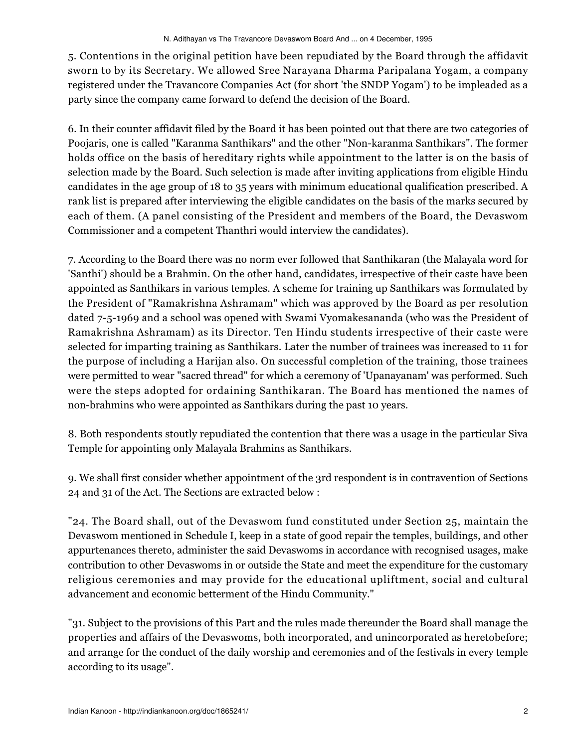5. Contentions in the original petition have been repudiated by the Board through the affidavit sworn to by its Secretary. We allowed Sree Narayana Dharma Paripalana Yogam, a company registered under the Travancore Companies Act (for short 'the SNDP Yogam') to be impleaded as a party since the company came forward to defend the decision of the Board.

6. In their counter affidavit filed by the Board it has been pointed out that there are two categories of Poojaris, one is called "Karanma Santhikars" and the other "Non-karanma Santhikars". The former holds office on the basis of hereditary rights while appointment to the latter is on the basis of selection made by the Board. Such selection is made after inviting applications from eligible Hindu candidates in the age group of 18 to 35 years with minimum educational qualification prescribed. A rank list is prepared after interviewing the eligible candidates on the basis of the marks secured by each of them. (A panel consisting of the President and members of the Board, the Devaswom Commissioner and a competent Thanthri would interview the candidates).

7. According to the Board there was no norm ever followed that Santhikaran (the Malayala word for 'Santhi') should be a Brahmin. On the other hand, candidates, irrespective of their caste have been appointed as Santhikars in various temples. A scheme for training up Santhikars was formulated by the President of "Ramakrishna Ashramam" which was approved by the Board as per resolution dated 7-5-1969 and a school was opened with Swami Vyomakesananda (who was the President of Ramakrishna Ashramam) as its Director. Ten Hindu students irrespective of their caste were selected for imparting training as Santhikars. Later the number of trainees was increased to 11 for the purpose of including a Harijan also. On successful completion of the training, those trainees were permitted to wear "sacred thread" for which a ceremony of 'Upanayanam' was performed. Such were the steps adopted for ordaining Santhikaran. The Board has mentioned the names of non-brahmins who were appointed as Santhikars during the past 10 years.

8. Both respondents stoutly repudiated the contention that there was a usage in the particular Siva Temple for appointing only Malayala Brahmins as Santhikars.

9. We shall first consider whether appointment of the 3rd respondent is in contravention of Sections 24 and 31 of the Act. The Sections are extracted below :

"24. The Board shall, out of the Devaswom fund constituted under Section 25, maintain the Devaswom mentioned in Schedule I, keep in a state of good repair the temples, buildings, and other appurtenances thereto, administer the said Devaswoms in accordance with recognised usages, make contribution to other Devaswoms in or outside the State and meet the expenditure for the customary religious ceremonies and may provide for the educational upliftment, social and cultural advancement and economic betterment of the Hindu Community."

"31. Subject to the provisions of this Part and the rules made thereunder the Board shall manage the properties and affairs of the Devaswoms, both incorporated, and unincorporated as heretobefore; and arrange for the conduct of the daily worship and ceremonies and of the festivals in every temple according to its usage".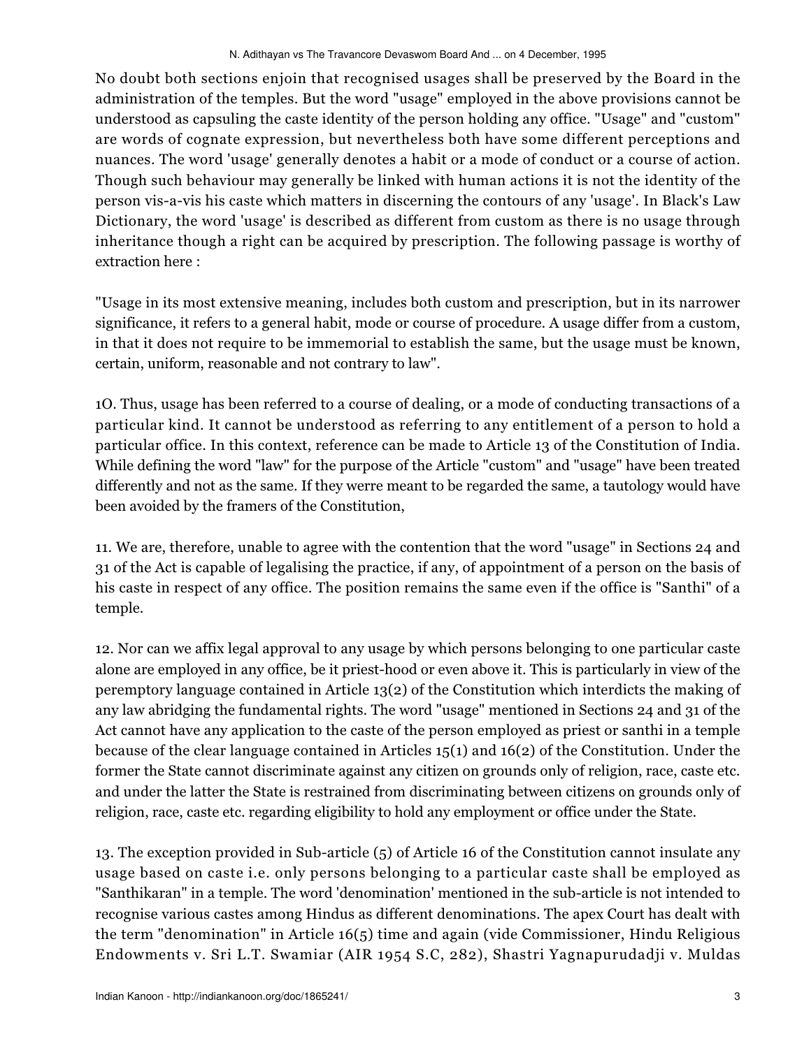No doubt both sections enjoin that recognised usages shall be preserved by the Board in the administration of the temples. But the word "usage" employed in the above provisions cannot be understood as capsuling the caste identity of the person holding any office. "Usage" and "custom" are words of cognate expression, but nevertheless both have some different perceptions and nuances. The word 'usage' generally denotes a habit or a mode of conduct or a course of action. Though such behaviour may generally be linked with human actions it is not the identity of the person vis-a-vis his caste which matters in discerning the contours of any 'usage'. In Black's Law Dictionary, the word 'usage' is described as different from custom as there is no usage through inheritance though a right can be acquired by prescription. The following passage is worthy of extraction here :

"Usage in its most extensive meaning, includes both custom and prescription, but in its narrower significance, it refers to a general habit, mode or course of procedure. A usage differ from a custom, in that it does not require to be immemorial to establish the same, but the usage must be known, certain, uniform, reasonable and not contrary to law".

10. Thus, usage has been referred to a course of dealing, or a mode of conducting transactions of a particular kind. It cannot be understood as referring to any entitlement of a person to hold a particular office. In this context, reference can be made to Article 13 of the Constitution of India. While defining the word "law" for the purpose of the Article "custom" and "usage" have been treated differently and not as the same. If they werre meant to be regarded the same, a tautology would have been avoided by the framers of the Constitution,

11. We are, therefore, unable to agree with the contention that the word "usage" in Sections 24 and 31 of the Act is capable of legalising the practice, if any, of appointment of a person on the basis of his caste in respect of any office. The position remains the same even if the office is "Santhi" of a temple.

12. Nor can we affix legal approval to any usage by which persons belonging to one particular caste alone are employed in any office, be it priest-hood or even above it. This is particularly in view of the peremptory language contained in Article 13(2) of the Constitution which interdicts the making of any law abridging the fundamental rights. The word "usage" mentioned in Sections 24 and 31 of the Act cannot have any application to the caste of the person employed as priest or santhi in a temple because of the clear language contained in Articles 15(1) and 16(2) of the Constitution. Under the former the State cannot discriminate against any citizen on grounds only of religion, race, caste etc. and under the latter the State is restrained from discriminating between citizens on grounds only of religion, race, caste etc. regarding eligibility to hold any employment or office under the State.

13. The exception provided in Sub-article (5) of Article 16 of the Constitution cannot insulate any usage based on caste i.e. only persons belonging to a particular caste shall be employed as "Santhikaran" in a temple. The word 'denomination' mentioned in the sub-article is not intended to recognise various castes among Hindus as different denominations. The apex Court has dealt with the term "denomination" in Article 16(5) time and again (vide Commissioner, Hindu Religious Endowments v. Sri L.T. Swamiar (AIR 1954 S.C, 282), Shastri Yagnapurudadji v. Muldas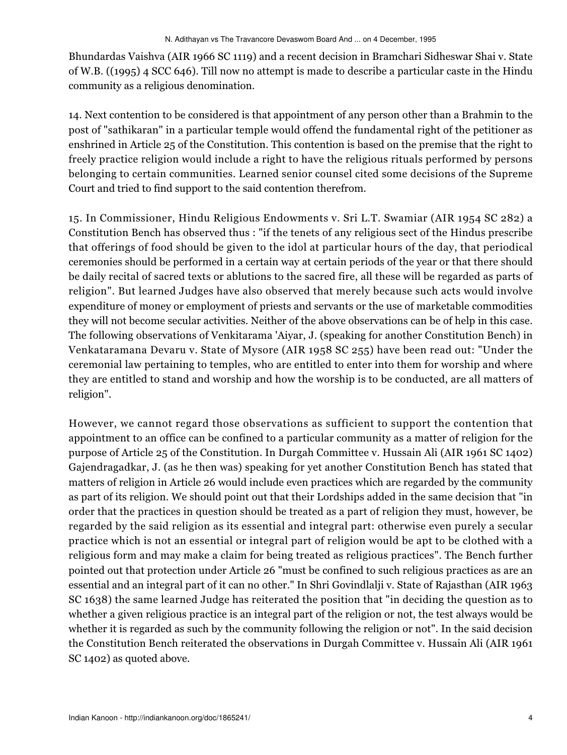Bhundardas Vaishva (AIR 1966 SC 1119) and a recent decision in Bramchari Sidheswar Shai v. State of W.B. ((1995) 4 SCC 646). Till now no attempt is made to describe a particular caste in the Hindu community as a religious denomination.

14. Next contention to be considered is that appointment of any person other than a Brahmin to the post of "sathikaran" in a particular temple would offend the fundamental right of the petitioner as enshrined in Article 25 of the Constitution. This contention is based on the premise that the right to freely practice religion would include a right to have the religious rituals performed by persons belonging to certain communities. Learned senior counsel cited some decisions of the Supreme Court and tried to find support to the said contention therefrom.

15. In Commissioner, Hindu Religious Endowments v. Sri L.T. Swamiar (AIR 1954 SC 282) a Constitution Bench has observed thus : "if the tenets of any religious sect of the Hindus prescribe that offerings of food should be given to the idol at particular hours of the day, that periodical ceremonies should be performed in a certain way at certain periods of the year or that there should be daily recital of sacred texts or ablutions to the sacred fire, all these will be regarded as parts of religion". But learned Judges have also observed that merely because such acts would involve expenditure of money or employment of priests and servants or the use of marketable commodities they will not become secular activities. Neither of the above observations can be of help in this case. The following observations of Venkitarama 'Aiyar, J. (speaking for another Constitution Bench) in Venkataramana Devaru v. State of Mysore (AIR 1958 SC 255) have been read out: "Under the ceremonial law pertaining to temples, who are entitled to enter into them for worship and where they are entitled to stand and worship and how the worship is to be conducted, are all matters of religion".

However, we cannot regard those observations as sufficient to support the contention that appointment to an office can be confined to a particular community as a matter of religion for the purpose of Article 25 of the Constitution. In Durgah Committee v. Hussain Ali (AIR 1961 SC 1402) Gajendragadkar, J. (as he then was) speaking for yet another Constitution Bench has stated that matters of religion in Article 26 would include even practices which are regarded by the community as part of its religion. We should point out that their Lordships added in the same decision that "in order that the practices in question should be treated as a part of religion they must, however, be regarded by the said religion as its essential and integral part: otherwise even purely a secular practice which is not an essential or integral part of religion would be apt to be clothed with a religious form and may make a claim for being treated as religious practices". The Bench further pointed out that protection under Article 26 "must be confined to such religious practices as are an essential and an integral part of it can no other." In Shri Govindlalji v. State of Rajasthan (AIR 1963 SC 1638) the same learned Judge has reiterated the position that "in deciding the question as to whether a given religious practice is an integral part of the religion or not, the test always would be whether it is regarded as such by the community following the religion or not". In the said decision the Constitution Bench reiterated the observations in Durgah Committee v. Hussain Ali (AIR 1961 SC 1402) as quoted above.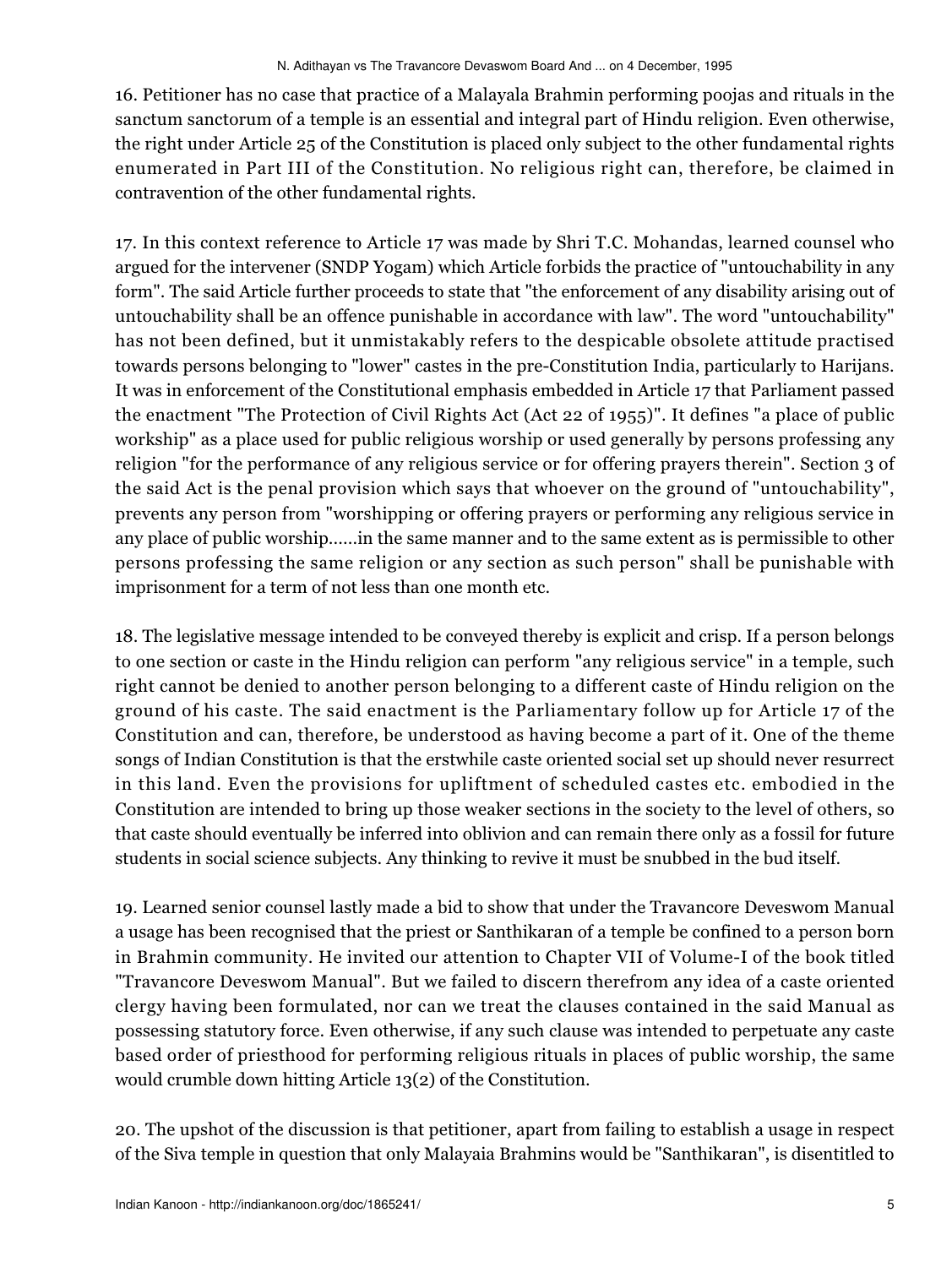16. Petitioner has no case that practice of a Malayala Brahmin performing poojas and rituals in the sanctum sanctorum of a temple is an essential and integral part of Hindu religion. Even otherwise, the right under Article 25 of the Constitution is placed only subject to the other fundamental rights enumerated in Part III of the Constitution. No religious right can, therefore, be claimed in contravention of the other fundamental rights.

17. In this context reference to Article 17 was made by Shri T.C. Mohandas, learned counsel who argued for the intervener (SNDP Yogam) which Article forbids the practice of "untouchability in any form". The said Article further proceeds to state that "the enforcement of any disability arising out of untouchability shall be an offence punishable in accordance with law". The word "untouchability" has not been defined, but it unmistakably refers to the despicable obsolete attitude practised towards persons belonging to "lower" castes in the pre-Constitution India, particularly to Harijans. It was in enforcement of the Constitutional emphasis embedded in Article 17 that Parliament passed the enactment "The Protection of Civil Rights Act (Act 22 of 1955)". It defines "a place of public workship" as a place used for public religious worship or used generally by persons professing any religion "for the performance of any religious service or for offering prayers therein". Section 3 of the said Act is the penal provision which says that whoever on the ground of "untouchability", prevents any person from "worshipping or offering prayers or performing any religious service in any place of public worship......in the same manner and to the same extent as is permissible to other persons professing the same religion or any section as such person" shall be punishable with imprisonment for a term of not less than one month etc.

18. The legislative message intended to be conveyed thereby is explicit and crisp. If a person belongs to one section or caste in the Hindu religion can perform "any religious service" in a temple, such right cannot be denied to another person belonging to a different caste of Hindu religion on the ground of his caste. The said enactment is the Parliamentary follow up for Article 17 of the Constitution and can, therefore, be understood as having become a part of it. One of the theme songs of Indian Constitution is that the erstwhile caste oriented social set up should never resurrect in this land. Even the provisions for upliftment of scheduled castes etc. embodied in the Constitution are intended to bring up those weaker sections in the society to the level of others, so that caste should eventually be inferred into oblivion and can remain there only as a fossil for future students in social science subjects. Any thinking to revive it must be snubbed in the bud itself.

19. Learned senior counsel lastly made a bid to show that under the Travancore Deveswom Manual a usage has been recognised that the priest or Santhikaran of a temple be confined to a person born in Brahmin community. He invited our attention to Chapter VII of Volume-I of the book titled "Travancore Deveswom Manual". But we failed to discern therefrom any idea of a caste oriented clergy having been formulated, nor can we treat the clauses contained in the said Manual as possessing statutory force. Even otherwise, if any such clause was intended to perpetuate any caste based order of priesthood for performing religious rituals in places of public worship, the same would crumble down hitting Article 13(2) of the Constitution.

20. The upshot of the discussion is that petitioner, apart from failing to establish a usage in respect of the Siva temple in question that only Malayaia Brahmins would be "Santhikaran", is disentitled to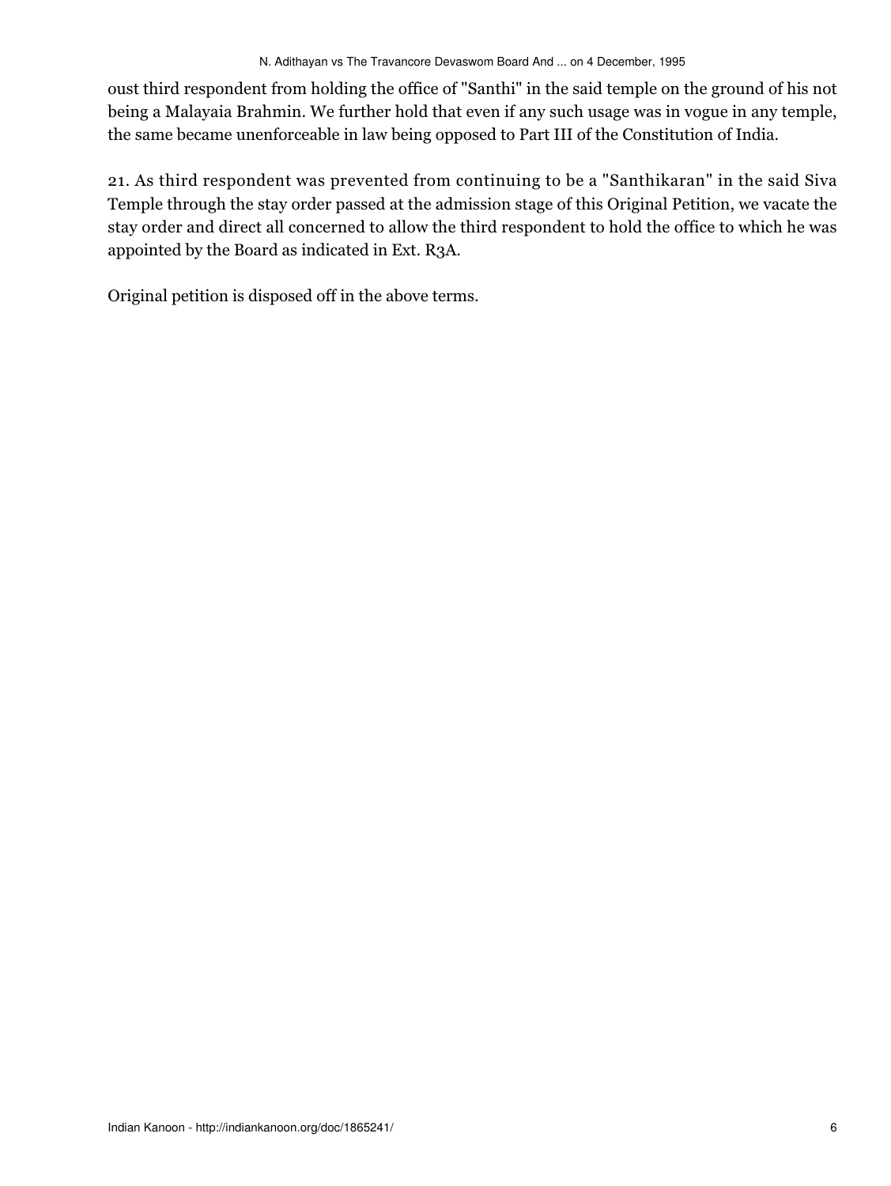oust third respondent from holding the office of "Santhi" in the said temple on the ground of his not being a Malayaia Brahmin. We further hold that even if any such usage was in vogue in any temple, the same became unenforceable in law being opposed to Part III of the Constitution of India.

21. As third respondent was prevented from continuing to be a "Santhikaran" in the said Siva Temple through the stay order passed at the admission stage of this Original Petition, we vacate the stay order and direct all concerned to allow the third respondent to hold the office to which he was appointed by the Board as indicated in Ext. R3A.

Original petition is disposed off in the above terms.